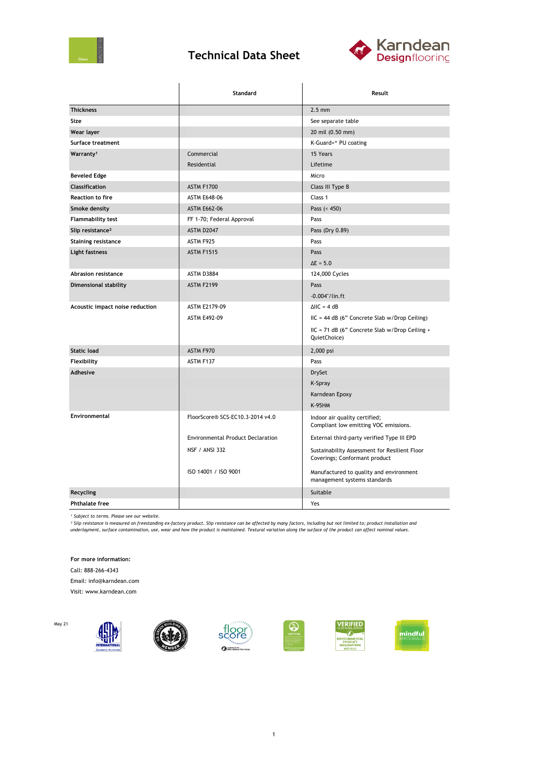# Technical Data Sheet

| | Standard | Result |
|---|---|---|
| **Thickness** | | 2.5 mm |
| **Size** | | See separate table |
| **Wear layer** | | 20 mil (0.50 mm) |
| **Surface treatment** | | K-Guard+® PU coating |
| **Warranty[1]** | Commercial | 15 Years |
| | Residential | Lifetime |
| **Beveled Edge** | | Micro |
| **Classification** | ASTM F1700 | Class III Type B |
| **Reaction to fire** | ASTM E648-06 | Class 1 |
| **Smoke density** | ASTM E662-06 | Pass (< 450) |
| **Flammability test** | FF 1-70; Federal Approval | Pass |
| **Slip resistance[2]** | ASTM D2047 | Pass (Dry 0.89) |
| **Staining resistance** | ASTM F925 | Pass |
| **Light fastness** | ASTM F1515 | Pass |
| | | ΔE = 5.0 |
| **Abrasion resistance** | ASTM D3884 | 124,000 Cycles |
| **Dimensional stability** | ASTM F2199 | Pass |
| | | -0.004"/lin.ft |
| **Acoustic impact noise reduction** | ASTM E2179-09 | ΔIIC = 4 dB |
| | ASTM E492-09 | IIC = 44 dB (6" Concrete Slab w/Drop Ceiling) |
| | | IIC = 71 dB (6" Concrete Slab w/Drop Ceiling + QuietChoice) |
| **Static load** | ASTM F970 | 2,000 psi |
| **Flexibility** | ASTM F137 | Pass |
| **Adhesive** | | DrySet |
| | | K-Spray |
| | | Karndean Epoxy |
| | | K-95HM |
| **Environmental** | FloorScore® SCS-EC10.3-2014 v4.0 | Indoor air quality certified; Compliant low emitting VOC emissions. |
| | Environmental Product Declaration | External third-party verified Type III EPD |
| | NSF / ANSI 332 | Sustainability Assessment for Resilient Floor Coverings; Conformant product |
| | ISO 14001 / ISO 9001 | Manufactured to quality and environment management systems standards |
| **Recycling** | | Suitable |
| **Phthalate free** | | Yes |

*[1] Subject to terms. Please see our website.*

*[2] Slip resistance is measured on freestanding ex-factory product. Slip resistance can be affected by many factors, including but not limited to; product installation and underlayment, surface contamination, use, wear and how the product is maintained. Textural variation along the surface of the product can affect nominal values.*

**For more information:**

Call: 888-266-4343

Email: info@karndean.com

Visit: www.karndean.com

May 21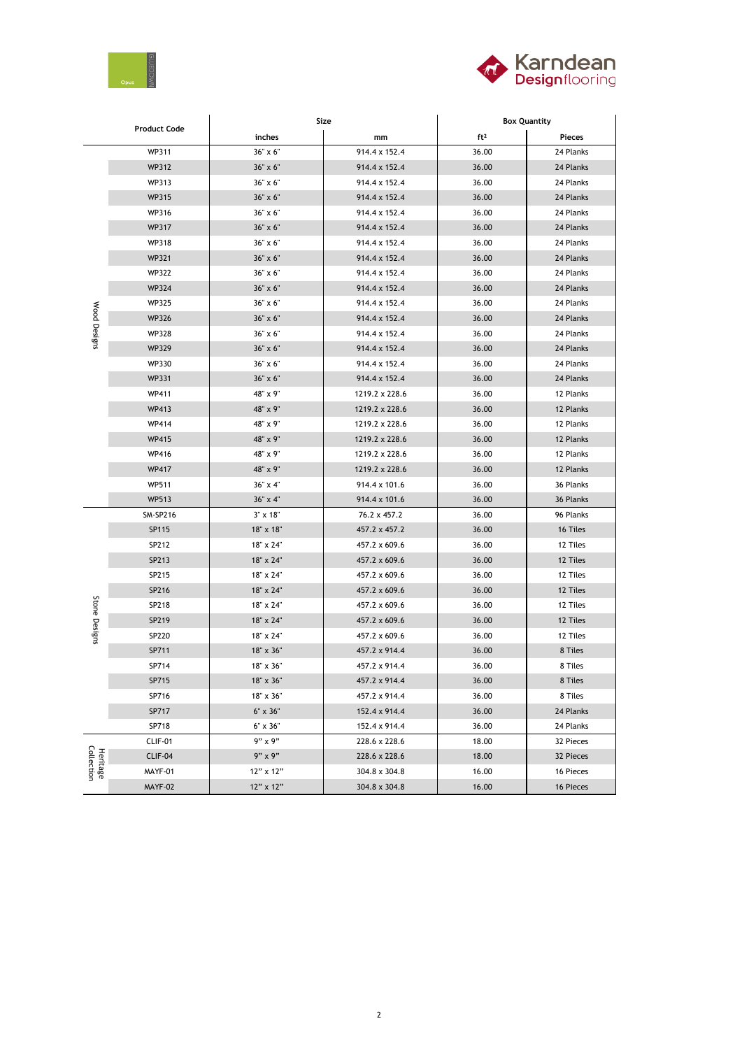| | Product Code | Size | | Box Quantity | |
|---|---|---|---|---|---|
| | | inches | mm | ft² | Pieces |
| Wood Designs | WP311 | 36" x 6" | 914.4 x 152.4 | 36.00 | 24 Planks |
| | WP312 | 36" x 6" | 914.4 x 152.4 | 36.00 | 24 Planks |
| | WP313 | 36" x 6" | 914.4 x 152.4 | 36.00 | 24 Planks |
| | WP315 | 36" x 6" | 914.4 x 152.4 | 36.00 | 24 Planks |
| | WP316 | 36" x 6" | 914.4 x 152.4 | 36.00 | 24 Planks |
| | WP317 | 36" x 6" | 914.4 x 152.4 | 36.00 | 24 Planks |
| | WP318 | 36" x 6" | 914.4 x 152.4 | 36.00 | 24 Planks |
| | WP321 | 36" x 6" | 914.4 x 152.4 | 36.00 | 24 Planks |
| | WP322 | 36" x 6" | 914.4 x 152.4 | 36.00 | 24 Planks |
| | WP324 | 36" x 6" | 914.4 x 152.4 | 36.00 | 24 Planks |
| | WP325 | 36" x 6" | 914.4 x 152.4 | 36.00 | 24 Planks |
| | WP326 | 36" x 6" | 914.4 x 152.4 | 36.00 | 24 Planks |
| | WP328 | 36" x 6" | 914.4 x 152.4 | 36.00 | 24 Planks |
| | WP329 | 36" x 6" | 914.4 x 152.4 | 36.00 | 24 Planks |
| | WP330 | 36" x 6" | 914.4 x 152.4 | 36.00 | 24 Planks |
| | WP331 | 36" x 6" | 914.4 x 152.4 | 36.00 | 24 Planks |
| | WP411 | 48" x 9" | 1219.2 x 228.6 | 36.00 | 12 Planks |
| | WP413 | 48" x 9" | 1219.2 x 228.6 | 36.00 | 12 Planks |
| | WP414 | 48" x 9" | 1219.2 x 228.6 | 36.00 | 12 Planks |
| | WP415 | 48" x 9" | 1219.2 x 228.6 | 36.00 | 12 Planks |
| | WP416 | 48" x 9" | 1219.2 x 228.6 | 36.00 | 12 Planks |
| | WP417 | 48" x 9" | 1219.2 x 228.6 | 36.00 | 12 Planks |
| | WP511 | 36" x 4" | 914.4 x 101.6 | 36.00 | 36 Planks |
| | WP513 | 36" x 4" | 914.4 x 101.6 | 36.00 | 36 Planks |
| Stone Designs | SM-SP216 | 3" x 18" | 76.2 x 457.2 | 36.00 | 96 Planks |
| | SP115 | 18" x 18" | 457.2 x 457.2 | 36.00 | 16 Tiles |
| | SP212 | 18" x 24" | 457.2 x 609.6 | 36.00 | 12 Tiles |
| | SP213 | 18" x 24" | 457.2 x 609.6 | 36.00 | 12 Tiles |
| | SP215 | 18" x 24" | 457.2 x 609.6 | 36.00 | 12 Tiles |
| | SP216 | 18" x 24" | 457.2 x 609.6 | 36.00 | 12 Tiles |
| | SP218 | 18" x 24" | 457.2 x 609.6 | 36.00 | 12 Tiles |
| | SP219 | 18" x 24" | 457.2 x 609.6 | 36.00 | 12 Tiles |
| | SP220 | 18" x 24" | 457.2 x 609.6 | 36.00 | 12 Tiles |
| | SP711 | 18" x 36" | 457.2 x 914.4 | 36.00 | 8 Tiles |
| | SP714 | 18" x 36" | 457.2 x 914.4 | 36.00 | 8 Tiles |
| | SP715 | 18" x 36" | 457.2 x 914.4 | 36.00 | 8 Tiles |
| | SP716 | 18" x 36" | 457.2 x 914.4 | 36.00 | 8 Tiles |
| | SP717 | 6" x 36" | 152.4 x 914.4 | 36.00 | 24 Planks |
| | SP718 | 6" x 36" | 152.4 x 914.4 | 36.00 | 24 Planks |
| Heritage Collection | CLIF-01 | 9" x 9" | 228.6 x 228.6 | 18.00 | 32 Pieces |
| | CLIF-04 | 9" x 9" | 228.6 x 228.6 | 18.00 | 32 Pieces |
| | MAYF-01 | 12" x 12" | 304.8 x 304.8 | 16.00 | 16 Pieces |
| | MAYF-02 | 12" x 12" | 304.8 x 304.8 | 16.00 | 16 Pieces |